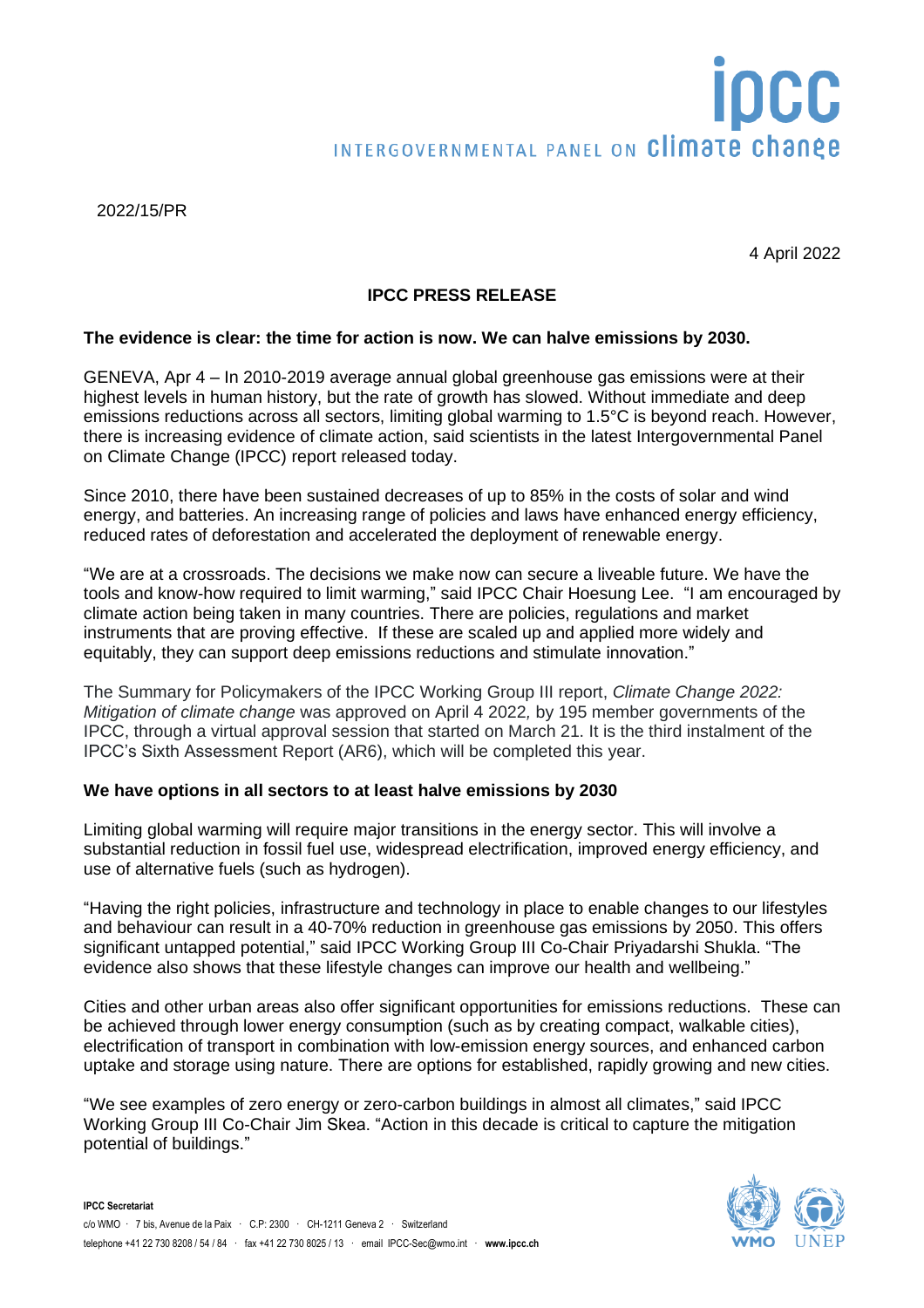2022/15/PR

4 April 2022

# IPCC PRESS RELEASE

## The evidence is clear: the time for action is now. We can halve emissions by 2030.

GENEVA, Apr 4 – In 2010-2019 average annual global greenhouse gas emissions were at their highest levels in human history, but the rate of growth has slowed. Without immediate and deep emissions reductions across all sectors, limiting global warming to 1.5°C is beyond reach. However, there is increasing evidence of climate action, said scientists in the latest Intergovernmental Panel on Climate Change (IPCC) report released today.

Since 2010, there have been sustained decreases of up to 85% in the costs of solar and wind energy, and batteries. An increasing range of policies and laws have enhanced energy efficiency, reduced rates of deforestation and accelerated the deployment of renewable energy.

"We are at a crossroads. The decisions we make now can secure a liveable future. We have the tools and know-how required to limit warming," said IPCC Chair Hoesung Lee. "I am encouraged by climate action being taken in many countries. There are policies, regulations and market instruments that are proving effective. If these are scaled up and applied more widely and equitably, they can support deep emissions reductions and stimulate innovation."

The Summary for Policymakers of the IPCC Working Group III report, *Climate Change 2022: Mitigation of climate change* was approved on April 4 2022, by 195 member governments of the IPCC, through a virtual approval session that started on March 21. It is the third instalment of the IPCC's Sixth Assessment Report (AR6), which will be completed this year.

## We have options in all sectors to at least halve emissions by 2030

Limiting global warming will require major transitions in the energy sector. This will involve a substantial reduction in fossil fuel use, widespread electrification, improved energy efficiency, and use of alternative fuels (such as hydrogen).

"Having the right policies, infrastructure and technology in place to enable changes to our lifestyles and behaviour can result in a 40-70% reduction in greenhouse gas emissions by 2050. This offers significant untapped potential," said IPCC Working Group III Co-Chair Priyadarshi Shukla. "The evidence also shows that these lifestyle changes can improve our health and wellbeing."

Cities and other urban areas also offer significant opportunities for emissions reductions. These can be achieved through lower energy consumption (such as by creating compact, walkable cities), electrification of transport in combination with low-emission energy sources, and enhanced carbon uptake and storage using nature. There are options for established, rapidly growing and new cities.

"We see examples of zero energy or zero-carbon buildings in almost all climates," said IPCC Working Group III Co-Chair Jim Skea. "Action in this decade is critical to capture the mitigation potential of buildings."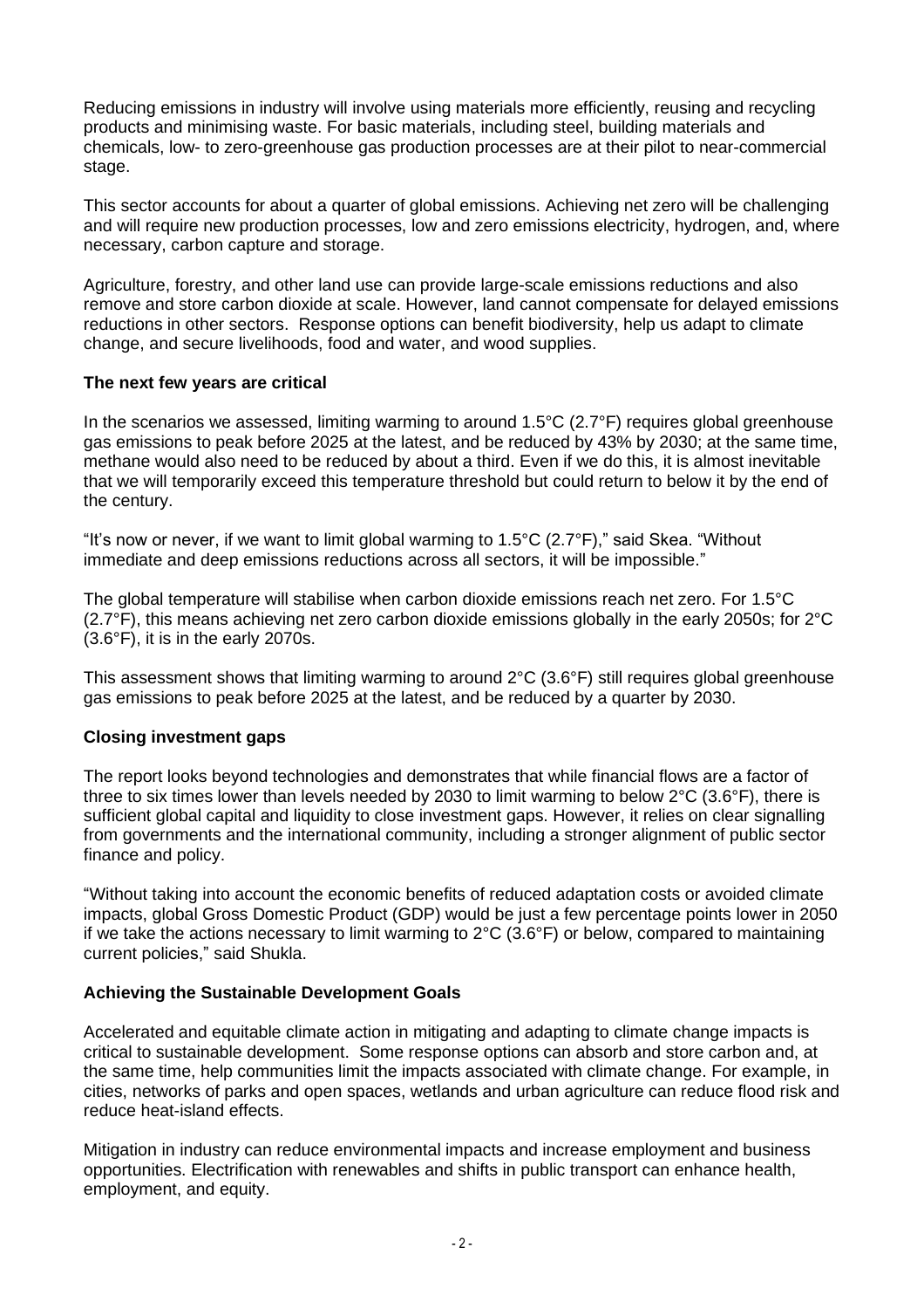Reducing emissions in industry will involve using materials more efficiently, reusing and recycling products and minimising waste. For basic materials, including steel, building materials and chemicals, low- to zero-greenhouse gas production processes are at their pilot to near-commercial stage.

This sector accounts for about a quarter of global emissions. Achieving net zero will be challenging and will require new production processes, low and zero emissions electricity, hydrogen, and, where necessary, carbon capture and storage.

Agriculture, forestry, and other land use can provide large-scale emissions reductions and also remove and store carbon dioxide at scale. However, land cannot compensate for delayed emissions reductions in other sectors. Response options can benefit biodiversity, help us adapt to climate change, and secure livelihoods, food and water, and wood supplies.

**The next few years are critical**

In the scenarios we assessed, limiting warming to around 1.5°C (2.7°F) requires global greenhouse gas emissions to peak before 2025 at the latest, and be reduced by 43% by 2030; at the same time, methane would also need to be reduced by about a third. Even if we do this, it is almost inevitable that we will temporarily exceed this temperature threshold but could return to below it by the end of the century.

"It's now or never, if we want to limit global warming to 1.5°C (2.7°F)," said Skea. "Without immediate and deep emissions reductions across all sectors, it will be impossible."

The global temperature will stabilise when carbon dioxide emissions reach net zero. For 1.5°C (2.7°F), this means achieving net zero carbon dioxide emissions globally in the early 2050s; for 2°C (3.6°F), it is in the early 2070s.

This assessment shows that limiting warming to around 2°C (3.6°F) still requires global greenhouse gas emissions to peak before 2025 at the latest, and be reduced by a quarter by 2030.

**Closing investment gaps**

The report looks beyond technologies and demonstrates that while financial flows are a factor of three to six times lower than levels needed by 2030 to limit warming to below 2°C (3.6°F), there is sufficient global capital and liquidity to close investment gaps. However, it relies on clear signalling from governments and the international community, including a stronger alignment of public sector finance and policy.

"Without taking into account the economic benefits of reduced adaptation costs or avoided climate impacts, global Gross Domestic Product (GDP) would be just a few percentage points lower in 2050 if we take the actions necessary to limit warming to 2°C (3.6°F) or below, compared to maintaining current policies," said Shukla.

**Achieving the Sustainable Development Goals**

Accelerated and equitable climate action in mitigating and adapting to climate change impacts is critical to sustainable development. Some response options can absorb and store carbon and, at the same time, help communities limit the impacts associated with climate change. For example, in cities, networks of parks and open spaces, wetlands and urban agriculture can reduce flood risk and reduce heat-island effects.

Mitigation in industry can reduce environmental impacts and increase employment and business opportunities. Electrification with renewables and shifts in public transport can enhance health, employment, and equity.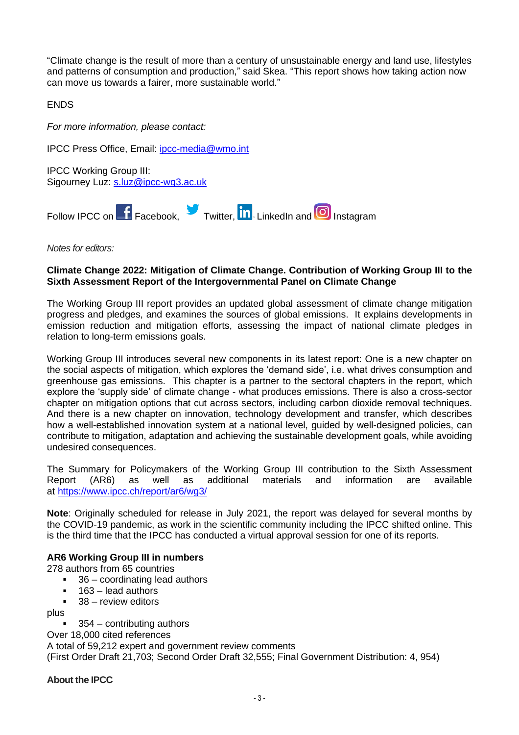"Climate change is the result of more than a century of unsustainable energy and land use, lifestyles and patterns of consumption and production," said Skea. "This report shows how taking action now can move us towards a fairer, more sustainable world."

ENDS

*For more information, please contact:*

IPCC Press Office, Email: [ipcc-media@wmo.int](mailto:ipcc-media@wmo.int)

IPCC Working Group III:
Sigourney Luz: [s.luz@ipcc-wg3.ac.uk](mailto:s.luz@ipcc-wg3.ac.uk)

Follow IPCC on Facebook, Twitter, LinkedIn and Instagram

*Notes for editors:*

**Climate Change 2022: Mitigation of Climate Change. Contribution of Working Group III to the Sixth Assessment Report of the Intergovernmental Panel on Climate Change**

The Working Group III report provides an updated global assessment of climate change mitigation progress and pledges, and examines the sources of global emissions. It explains developments in emission reduction and mitigation efforts, assessing the impact of national climate pledges in relation to long-term emissions goals.

Working Group III introduces several new components in its latest report: One is a new chapter on the social aspects of mitigation, which explores the 'demand side', i.e. what drives consumption and greenhouse gas emissions. This chapter is a partner to the sectoral chapters in the report, which explore the 'supply side' of climate change - what produces emissions. There is also a cross-sector chapter on mitigation options that cut across sectors, including carbon dioxide removal techniques. And there is a new chapter on innovation, technology development and transfer, which describes how a well-established innovation system at a national level, guided by well-designed policies, can contribute to mitigation, adaptation and achieving the sustainable development goals, while avoiding undesired consequences.

The Summary for Policymakers of the Working Group III contribution to the Sixth Assessment Report (AR6) as well as additional materials and information are available at [https://www.ipcc.ch/report/ar6/wg3/](https://www.ipcc.ch/report/ar6/wg3/)

**Note**: Originally scheduled for release in July 2021, the report was delayed for several months by the COVID-19 pandemic, as work in the scientific community including the IPCC shifted online. This is the third time that the IPCC has conducted a virtual approval session for one of its reports.

**AR6 Working Group III in numbers**
278 authors from 65 countries

- 36 – coordinating lead authors
- 163 – lead authors
- 38 – review editors

plus

- 354 – contributing authors

Over 18,000 cited references
A total of 59,212 expert and government review comments
(First Order Draft 21,703; Second Order Draft 32,555; Final Government Distribution: 4, 954)

**About the IPCC**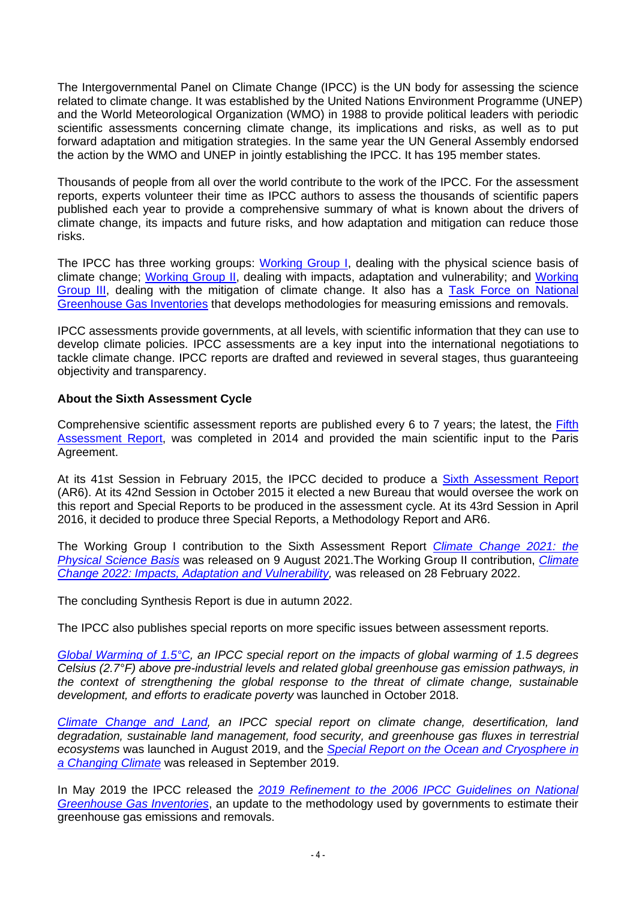The Intergovernmental Panel on Climate Change (IPCC) is the UN body for assessing the science related to climate change. It was established by the United Nations Environment Programme (UNEP) and the World Meteorological Organization (WMO) in 1988 to provide political leaders with periodic scientific assessments concerning climate change, its implications and risks, as well as to put forward adaptation and mitigation strategies. In the same year the UN General Assembly endorsed the action by the WMO and UNEP in jointly establishing the IPCC. It has 195 member states.

Thousands of people from all over the world contribute to the work of the IPCC. For the assessment reports, experts volunteer their time as IPCC authors to assess the thousands of scientific papers published each year to provide a comprehensive summary of what is known about the drivers of climate change, its impacts and future risks, and how adaptation and mitigation can reduce those risks.

The IPCC has three working groups: Working Group I, dealing with the physical science basis of climate change; Working Group II, dealing with impacts, adaptation and vulnerability; and Working Group III, dealing with the mitigation of climate change. It also has a Task Force on National Greenhouse Gas Inventories that develops methodologies for measuring emissions and removals.

IPCC assessments provide governments, at all levels, with scientific information that they can use to develop climate policies. IPCC assessments are a key input into the international negotiations to tackle climate change. IPCC reports are drafted and reviewed in several stages, thus guaranteeing objectivity and transparency.

**About the Sixth Assessment Cycle**

Comprehensive scientific assessment reports are published every 6 to 7 years; the latest, the Fifth Assessment Report, was completed in 2014 and provided the main scientific input to the Paris Agreement.

At its 41st Session in February 2015, the IPCC decided to produce a Sixth Assessment Report (AR6). At its 42nd Session in October 2015 it elected a new Bureau that would oversee the work on this report and Special Reports to be produced in the assessment cycle. At its 43rd Session in April 2016, it decided to produce three Special Reports, a Methodology Report and AR6.

The Working Group I contribution to the Sixth Assessment Report *Climate Change 2021: the Physical Science Basis* was released on 9 August 2021.The Working Group II contribution, *Climate Change 2022: Impacts, Adaptation and Vulnerability,* was released on 28 February 2022.

The concluding Synthesis Report is due in autumn 2022.

The IPCC also publishes special reports on more specific issues between assessment reports.

*Global Warming of 1.5°C, an IPCC special report on the impacts of global warming of 1.5 degrees Celsius (2.7°F) above pre-industrial levels and related global greenhouse gas emission pathways, in the context of strengthening the global response to the threat of climate change, sustainable development, and efforts to eradicate poverty* was launched in October 2018.

*Climate Change and Land, an IPCC special report on climate change, desertification, land degradation, sustainable land management, food security, and greenhouse gas fluxes in terrestrial ecosystems* was launched in August 2019, and the *Special Report on the Ocean and Cryosphere in a Changing Climate* was released in September 2019.

In May 2019 the IPCC released the *2019 Refinement to the 2006 IPCC Guidelines on National Greenhouse Gas Inventories*, an update to the methodology used by governments to estimate their greenhouse gas emissions and removals.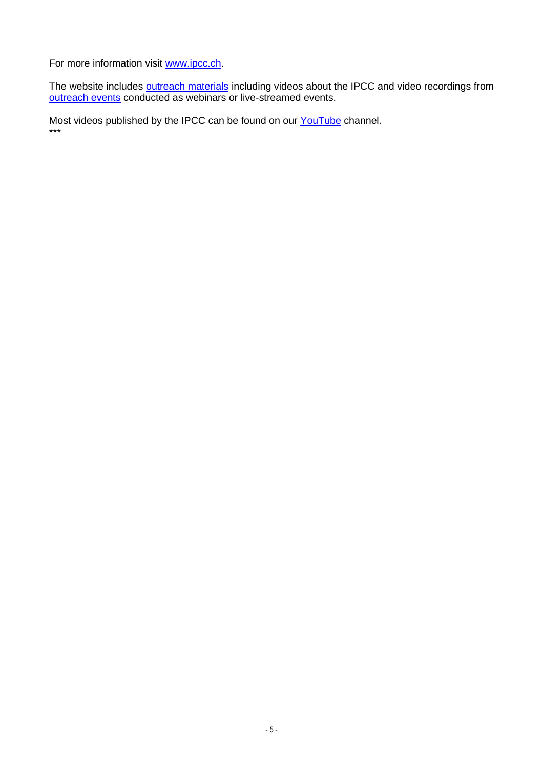For more information visit www.ipcc.ch.

The website includes outreach materials including videos about the IPCC and video recordings from outreach events conducted as webinars or live-streamed events.

Most videos published by the IPCC can be found on our YouTube channel.
***